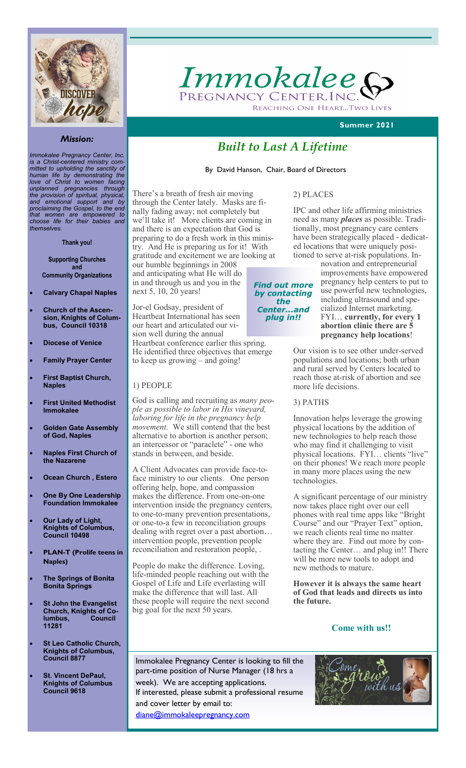# Immokalee Pregnancy Center, Inc.

Reaching One Heart...Two Lives

**Summer 2021**

### *Mission:*

*Immokalee Pregnancy Center, Inc. is a Christ-centered ministry committed to upholding the sanctity of human life by demonstrating the love of Christ to women facing unplanned pregnancies through the provision of spiritual, physical, and emotional support and by proclaiming the Gospel, to the end that women are empowered to choose life for their babies and themselves.*

**Thank you!**

**Supporting Churches and Community Organizations**

- **Calvary Chapel Naples**
- **Church of the Ascension, Knights of Columbus, Council 10318**
- **Diocese of Venice**
- **Family Prayer Center**
- **First Baptist Church, Naples**
- **First United Methodist Immokalee**
- **Golden Gate Assembly of God, Naples**
- **Naples First Church of the Nazarene**
- **Ocean Church , Estero**
- **One By One Leadership Foundation Immokalee**
- **Our Lady of Light, Knights of Columbus, Council 10498**
- **PLAN-T (Prolife teens in Naples)**
- **The Springs of Bonita Bonita Springs**
- **St John the Evangelist Church, Knights of Columbus, Council 11281**
- **St Leo Catholic Church, Knights of Columbus, Council 8877**
- **St. Vincent DePaul, Knights of Columbus Council 9618**

## *Built to Last A Lifetime*

By David Hanson, Chair, Board of Directors

There's a breath of fresh air moving through the Center lately. Masks are finally fading away; not completely but we'll take it! More clients are coming in and there is an expectation that God is preparing to do a fresh work in this ministry. And He is preparing us for it! With gratitude and excitement we are looking at our humble beginnings in 2008 and anticipating what He will do in and through us and you in the next 5, 10, 20 years!

Jor-el Godsay, president of Heartbeat International has seen our heart and articulated our vision well during the annual Heartbeat conference earlier this spring. He identified three objectives that emerge to keep us growing – and going!

1) PEOPLE

God is calling and recruiting as *many people as possible to labor in His vineyard, laboring for life in the pregnancy help movement.* We still contend that the best alternative to abortion is another person; an intercessor or "paraclete" - one who stands in between, and beside.

A Client Advocates can provide face-to-face ministry to our clients. One person offering help, hope, and compassion makes the difference. From one-on-one intervention inside the pregnancy centers, to one-to-many prevention presentations, or one-to-a few in reconciliation groups dealing with regret over a past abortion… intervention people, prevention people reconciliation and restoration people, .

People do make the difference. Loving, life-minded people reaching out with the Gospel of Life and Life everlasting will make the difference that will last. All these people will require the next second big goal for the next 50 years.

2) PLACES

IPC and other life affirming ministries need as many ***places*** as possible. Traditionally, most pregnancy care centers have been strategically placed - dedicated locations that were uniquely positioned to serve at-risk populations. Innovation and entrepreneurial improvements have empowered pregnancy help centers to put to use powerful new technologies, including ultrasound and specialized Internet marketing. FYI… **currently, for every 1 abortion clinic there are 5 pregnancy help locations**!

***Find out more by contacting the Center…and plug in!!***

Our vision is to see other under-served populations and locations; both urban and rural served by Centers located to reach those at-risk of abortion and see more life decisions.

3) PATHS

Innovation helps leverage the growing physical locations by the addition of new technologies to help reach those who may find it challenging to visit physical locations. FYI… clients "live" on their phones! We reach more people in many more places using the new technologies.

A significant percentage of our ministry now takes place right over our cell phones with real time apps like "Bright Course" and our "Prayer Text" option, we reach clients real time no matter where they are. Find out more by contacting the Center… and plug in!! There will be more new tools to adopt and new methods to mature.

**However it is always the same heart of God that leads and directs us into the future.**

**Come with us!!**

Immokalee Pregnancy Center is looking to fill the part-time position of Nurse Manager (18 hrs a week). We are accepting applications. If interested, please submit a professional resume and cover letter by email to: diane@immokaleepregnancy.com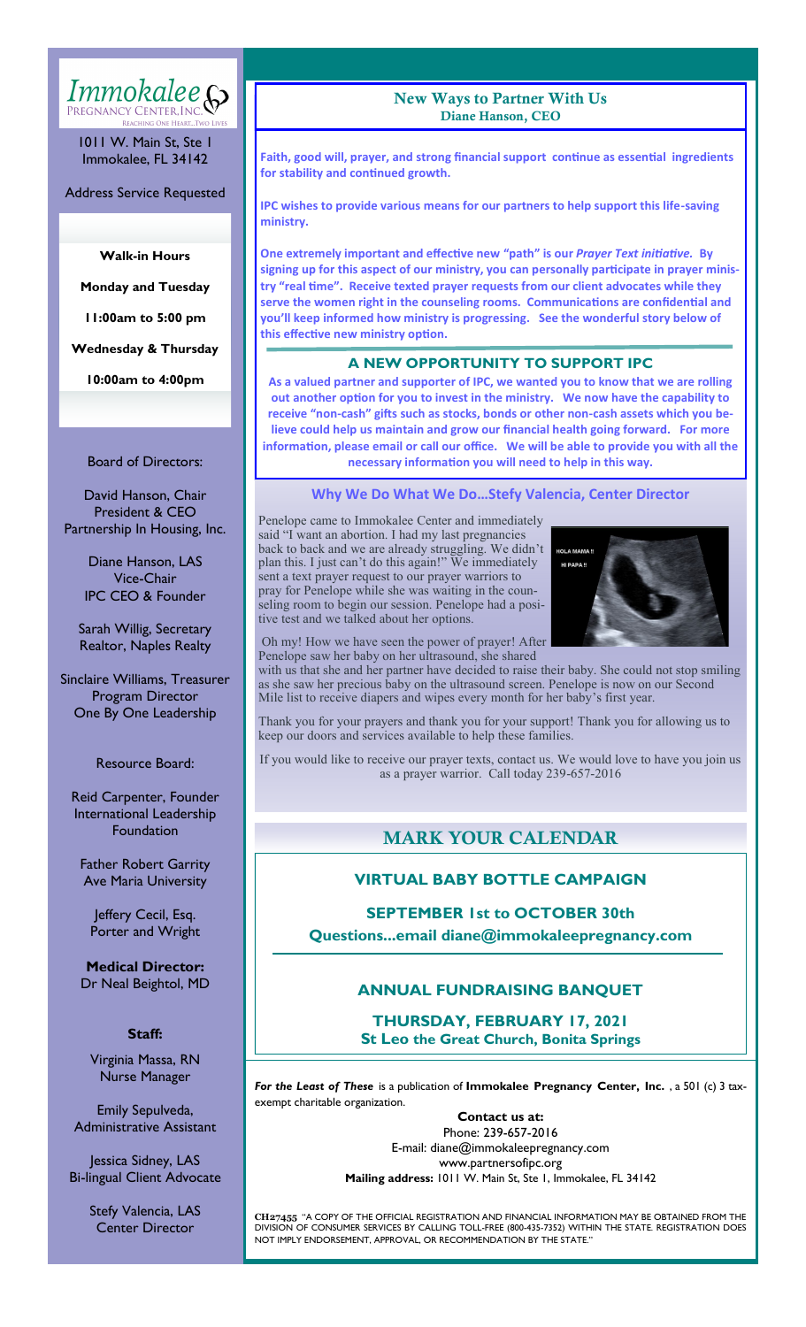Immokalee PREGNANCY CENTER, INC.
REACHING ONE HEART...TWO LIVES

1011 W. Main St, Ste 1
Immokalee, FL 34142

Address Service Requested

**Walk-in Hours**

**Monday and Tuesday**

**11:00am to 5:00 pm**

**Wednesday & Thursday**

**10:00am to 4:00pm**

Board of Directors:

David Hanson, Chair
President & CEO
Partnership In Housing, Inc.

Diane Hanson, LAS
Vice-Chair
IPC CEO & Founder

Sarah Willig, Secretary
Realtor, Naples Realty

Sinclaire Williams, Treasurer
Program Director
One By One Leadership

Resource Board:

Reid Carpenter, Founder
International Leadership Foundation

Father Robert Garrity
Ave Maria University

Jeffery Cecil, Esq.
Porter and Wright

**Medical Director:**
Dr Neal Beightol, MD

**Staff:**

Virginia Massa, RN
Nurse Manager

Emily Sepulveda,
Administrative Assistant

Jessica Sidney, LAS
Bi-lingual Client Advocate

Stefy Valencia, LAS
Center Director

## New Ways to Partner With Us
### Diane Hanson, CEO

**Faith, good will, prayer, and strong financial support continue as essential ingredients for stability and continued growth.**

**IPC wishes to provide various means for our partners to help support this life-saving ministry.**

**One extremely important and effective new "path" is our *Prayer Text initiative.* By signing up for this aspect of our ministry, you can personally participate in prayer ministry "real time". Receive texted prayer requests from our client advocates while they serve the women right in the counseling rooms. Communications are confidential and you'll keep informed how ministry is progressing. See the wonderful story below of this effective new ministry option.**

## A NEW OPPORTUNITY TO SUPPORT IPC

**As a valued partner and supporter of IPC, we wanted you to know that we are rolling out another option for you to invest in the ministry. We now have the capability to receive "non-cash" gifts such as stocks, bonds or other non-cash assets which you believe could help us maintain and grow our financial health going forward. For more information, please email or call our office. We will be able to provide you with all the necessary information you will need to help in this way.**

## Why We Do What We Do...Stefy Valencia, Center Director

Penelope came to Immokalee Center and immediately said "I want an abortion. I had my last pregnancies back to back and we are already struggling. We didn't plan this. I just can't do this again!" We immediately sent a text prayer request to our prayer warriors to pray for Penelope while she was waiting in the counseling room to begin our session. Penelope had a positive test and we talked about her options.

Oh my! How we have seen the power of prayer! After Penelope saw her baby on her ultrasound, she shared with us that she and her partner have decided to raise their baby. She could not stop smiling as she saw her precious baby on the ultrasound screen. Penelope is now on our Second Mile list to receive diapers and wipes every month for her baby's first year.

Thank you for your prayers and thank you for your support! Thank you for allowing us to keep our doors and services available to help these families.

If you would like to receive our prayer texts, contact us. We would love to have you join us as a prayer warrior. Call today 239-657-2016

## MARK YOUR CALENDAR

### VIRTUAL BABY BOTTLE CAMPAIGN

**SEPTEMBER 1st to OCTOBER 30th**

**Questions...email diane@immokaleepregnancy.com**

### ANNUAL FUNDRAISING BANQUET

**THURSDAY, FEBRUARY 17, 2021**
**St Leo the Great Church, Bonita Springs**

***For the Least of These*** is a publication of **Immokalee Pregnancy Center, Inc.** , a 501 (c) 3 tax-exempt charitable organization.

**Contact us at:**
Phone: 239-657-2016
E-mail: diane@immokaleepregnancy.com
www.partnersofipc.org
**Mailing address:** 1011 W. Main St, Ste 1, Immokalee, FL 34142

**CH27455** "A COPY OF THE OFFICIAL REGISTRATION AND FINANCIAL INFORMATION MAY BE OBTAINED FROM THE DIVISION OF CONSUMER SERVICES BY CALLING TOLL-FREE (800-435-7352) WITHIN THE STATE. REGISTRATION DOES NOT IMPLY ENDORSEMENT, APPROVAL, OR RECOMMENDATION BY THE STATE."